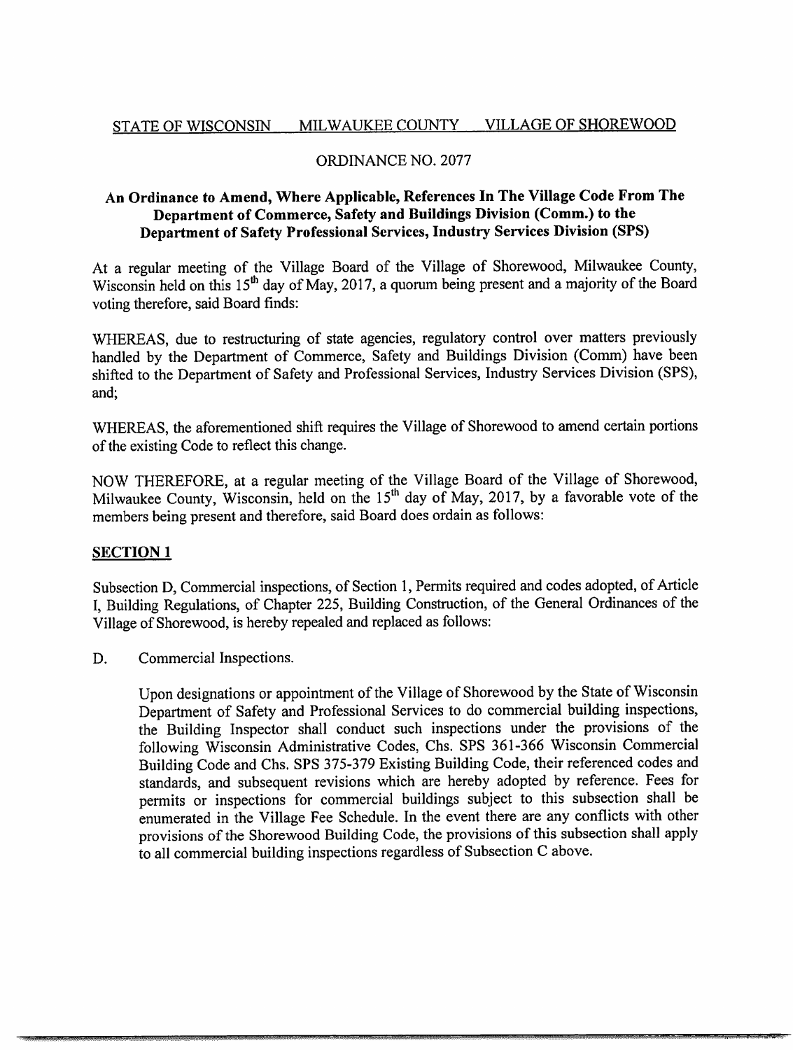STATE OF WISCONSIN MILWAUKEE COUNTY VILLAGE OF SHOREWOOD

ORDINANCE NO. 2077

**An Ordinance to Amend, Where Applicable, References In The Village Code From The Department of Commerce, Safety and Buildings Division (Comm.) to the Department of Safety Professional Services, Industry Services Division (SPS)**

At a regular meeting of the Village Board of the Village of Shorewood, Milwaukee County, Wisconsin held on this 15th day of May, 2017, a quorum being present and a majority of the Board voting therefore, said Board finds:

WHEREAS, due to restructuring of state agencies, regulatory control over matters previously handled by the Department of Commerce, Safety and Buildings Division (Comm) have been shifted to the Department of Safety and Professional Services, Industry Services Division (SPS), and;

WHEREAS, the aforementioned shift requires the Village of Shorewood to amend certain portions of the existing Code to reflect this change.

NOW THEREFORE, at a regular meeting of the Village Board of the Village of Shorewood, Milwaukee County, Wisconsin, held on the 15th day of May, 2017, by a favorable vote of the members being present and therefore, said Board does ordain as follows:

## SECTION 1

Subsection D, Commercial inspections, of Section 1, Permits required and codes adopted, of Article I, Building Regulations, of Chapter 225, Building Construction, of the General Ordinances of the Village of Shorewood, is hereby repealed and replaced as follows:

D. Commercial Inspections.

Upon designations or appointment of the Village of Shorewood by the State of Wisconsin Department of Safety and Professional Services to do commercial building inspections, the Building Inspector shall conduct such inspections under the provisions of the following Wisconsin Administrative Codes, Chs. SPS 361-366 Wisconsin Commercial Building Code and Chs. SPS 375-379 Existing Building Code, their referenced codes and standards, and subsequent revisions which are hereby adopted by reference. Fees for permits or inspections for commercial buildings subject to this subsection shall be enumerated in the Village Fee Schedule. In the event there are any conflicts with other provisions of the Shorewood Building Code, the provisions of this subsection shall apply to all commercial building inspections regardless of Subsection C above.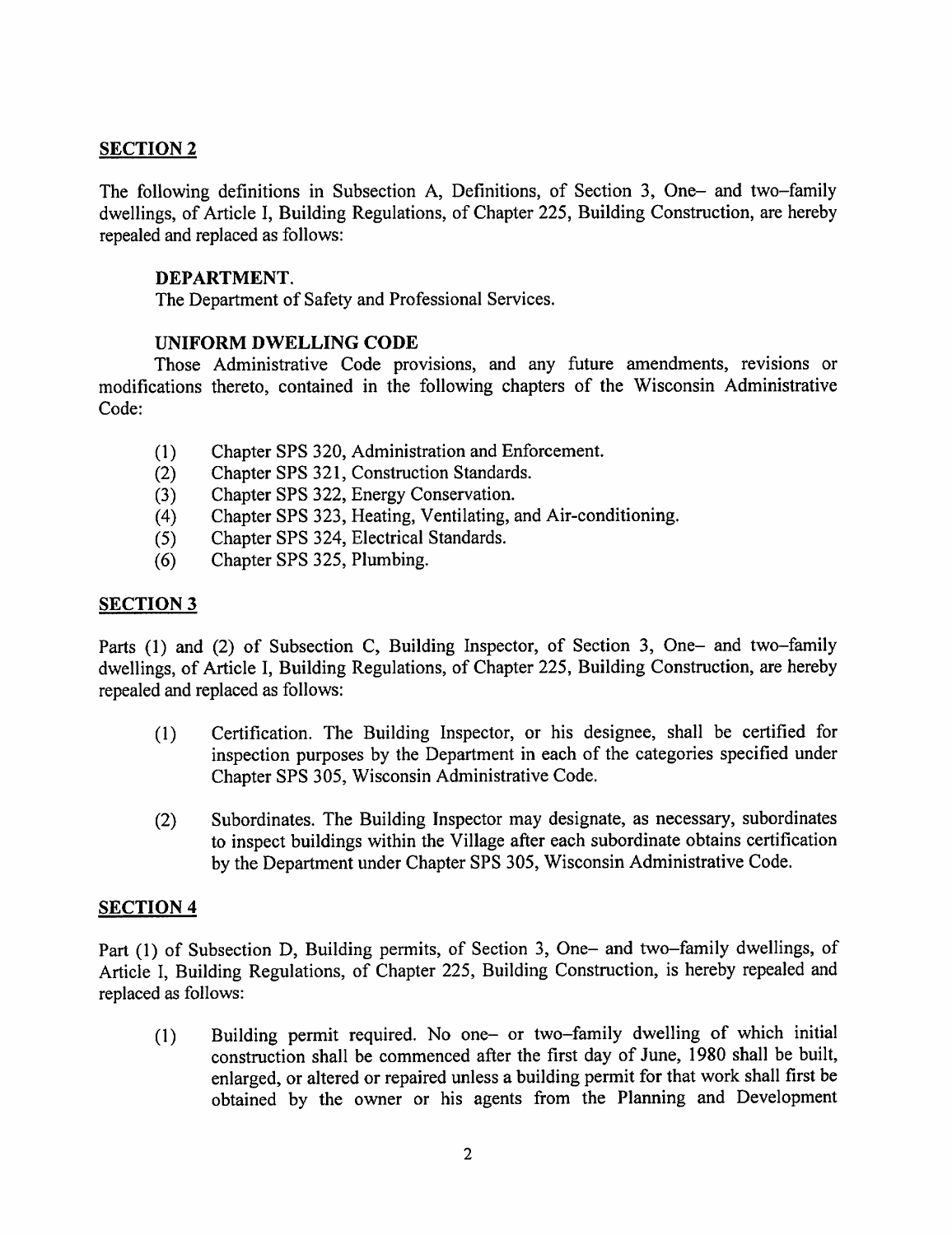## SECTION 2

The following definitions in Subsection A, Definitions, of Section 3, One– and two–family dwellings, of Article I, Building Regulations, of Chapter 225, Building Construction, are hereby repealed and replaced as follows:

**DEPARTMENT.**
The Department of Safety and Professional Services.

**UNIFORM DWELLING CODE**
Those Administrative Code provisions, and any future amendments, revisions or modifications thereto, contained in the following chapters of the Wisconsin Administrative Code:

(1) Chapter SPS 320, Administration and Enforcement.
(2) Chapter SPS 321, Construction Standards.
(3) Chapter SPS 322, Energy Conservation.
(4) Chapter SPS 323, Heating, Ventilating, and Air-conditioning.
(5) Chapter SPS 324, Electrical Standards.
(6) Chapter SPS 325, Plumbing.

## SECTION 3

Parts (1) and (2) of Subsection C, Building Inspector, of Section 3, One– and two–family dwellings, of Article I, Building Regulations, of Chapter 225, Building Construction, are hereby repealed and replaced as follows:

(1) Certification. The Building Inspector, or his designee, shall be certified for inspection purposes by the Department in each of the categories specified under Chapter SPS 305, Wisconsin Administrative Code.

(2) Subordinates. The Building Inspector may designate, as necessary, subordinates to inspect buildings within the Village after each subordinate obtains certification by the Department under Chapter SPS 305, Wisconsin Administrative Code.

## SECTION 4

Part (1) of Subsection D, Building permits, of Section 3, One– and two–family dwellings, of Article I, Building Regulations, of Chapter 225, Building Construction, is hereby repealed and replaced as follows:

(1) Building permit required. No one– or two–family dwelling of which initial construction shall be commenced after the first day of June, 1980 shall be built, enlarged, or altered or repaired unless a building permit for that work shall first be obtained by the owner or his agents from the Planning and Development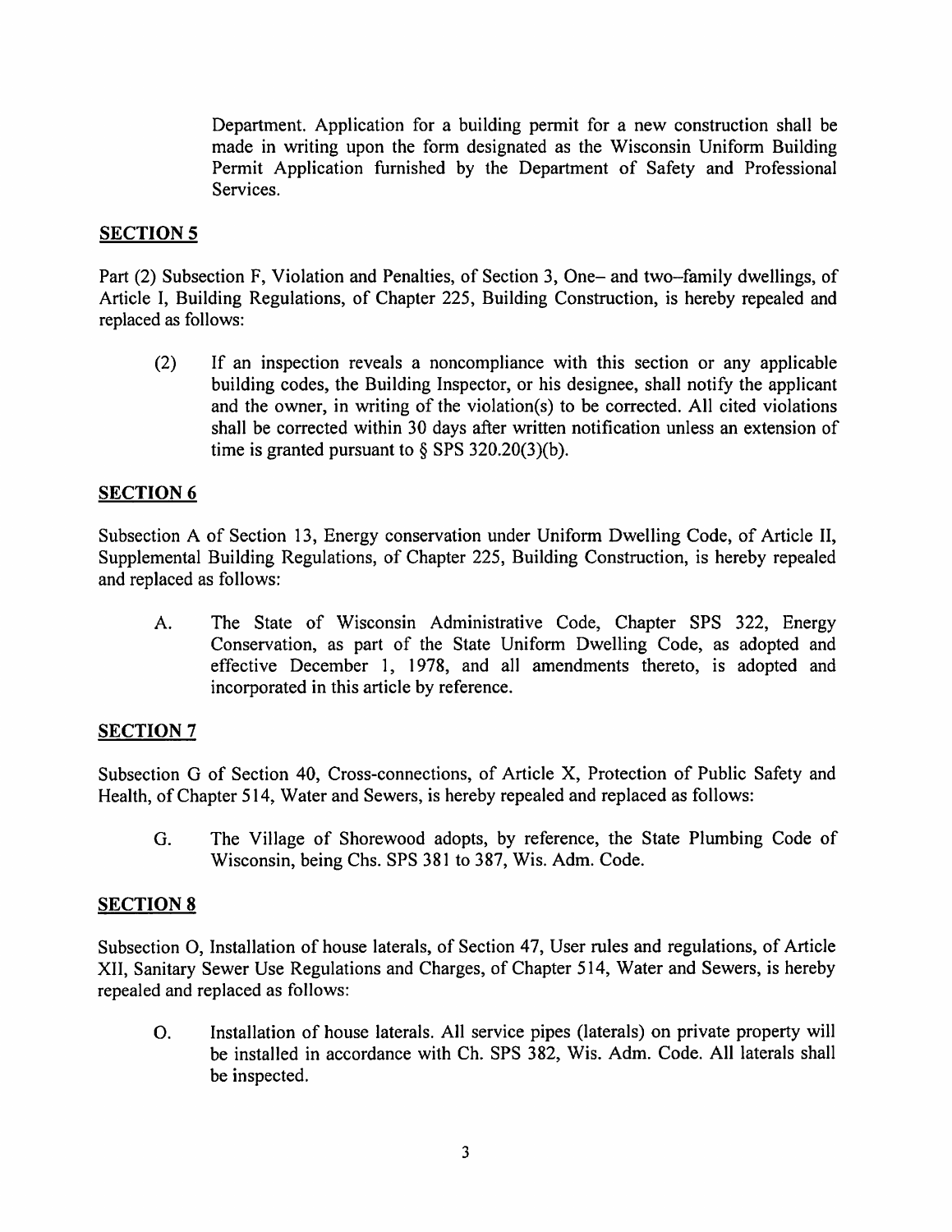Department. Application for a building permit for a new construction shall be made in writing upon the form designated as the Wisconsin Uniform Building Permit Application furnished by the Department of Safety and Professional Services.

## SECTION 5

Part (2) Subsection F, Violation and Penalties, of Section 3, One– and two–family dwellings, of Article I, Building Regulations, of Chapter 225, Building Construction, is hereby repealed and replaced as follows:

(2) If an inspection reveals a noncompliance with this section or any applicable building codes, the Building Inspector, or his designee, shall notify the applicant and the owner, in writing of the violation(s) to be corrected. All cited violations shall be corrected within 30 days after written notification unless an extension of time is granted pursuant to § SPS 320.20(3)(b).

## SECTION 6

Subsection A of Section 13, Energy conservation under Uniform Dwelling Code, of Article II, Supplemental Building Regulations, of Chapter 225, Building Construction, is hereby repealed and replaced as follows:

A. The State of Wisconsin Administrative Code, Chapter SPS 322, Energy Conservation, as part of the State Uniform Dwelling Code, as adopted and effective December 1, 1978, and all amendments thereto, is adopted and incorporated in this article by reference.

## SECTION 7

Subsection G of Section 40, Cross-connections, of Article X, Protection of Public Safety and Health, of Chapter 514, Water and Sewers, is hereby repealed and replaced as follows:

G. The Village of Shorewood adopts, by reference, the State Plumbing Code of Wisconsin, being Chs. SPS 381 to 387, Wis. Adm. Code.

## SECTION 8

Subsection O, Installation of house laterals, of Section 47, User rules and regulations, of Article XII, Sanitary Sewer Use Regulations and Charges, of Chapter 514, Water and Sewers, is hereby repealed and replaced as follows:

O. Installation of house laterals. All service pipes (laterals) on private property will be installed in accordance with Ch. SPS 382, Wis. Adm. Code. All laterals shall be inspected.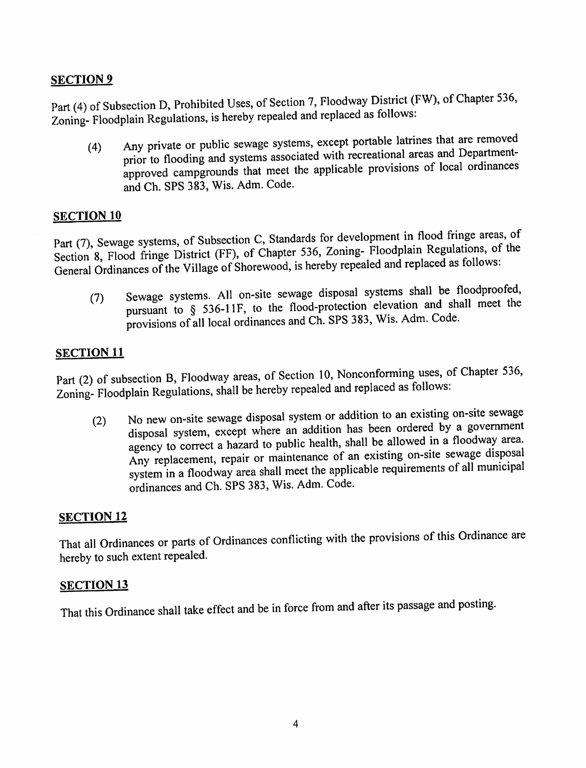## SECTION 9

Part (4) of Subsection D, Prohibited Uses, of Section 7, Floodway District (FW), of Chapter 536, Zoning- Floodplain Regulations, is hereby repealed and replaced as follows:

(4) Any private or public sewage systems, except portable latrines that are removed prior to flooding and systems associated with recreational areas and Department-approved campgrounds that meet the applicable provisions of local ordinances and Ch. SPS 383, Wis. Adm. Code.

## SECTION 10

Part (7), Sewage systems, of Subsection C, Standards for development in flood fringe areas, of Section 8, Flood fringe District (FF), of Chapter 536, Zoning- Floodplain Regulations, of the General Ordinances of the Village of Shorewood, is hereby repealed and replaced as follows:

(7) Sewage systems. All on-site sewage disposal systems shall be floodproofed, pursuant to § 536-11F, to the flood-protection elevation and shall meet the provisions of all local ordinances and Ch. SPS 383, Wis. Adm. Code.

## SECTION 11

Part (2) of subsection B, Floodway areas, of Section 10, Nonconforming uses, of Chapter 536, Zoning- Floodplain Regulations, shall be hereby repealed and replaced as follows:

(2) No new on-site sewage disposal system or addition to an existing on-site sewage disposal system, except where an addition has been ordered by a government agency to correct a hazard to public health, shall be allowed in a floodway area. Any replacement, repair or maintenance of an existing on-site sewage disposal system in a floodway area shall meet the applicable requirements of all municipal ordinances and Ch. SPS 383, Wis. Adm. Code.

## SECTION 12

That all Ordinances or parts of Ordinances conflicting with the provisions of this Ordinance are hereby to such extent repealed.

## SECTION 13

That this Ordinance shall take effect and be in force from and after its passage and posting.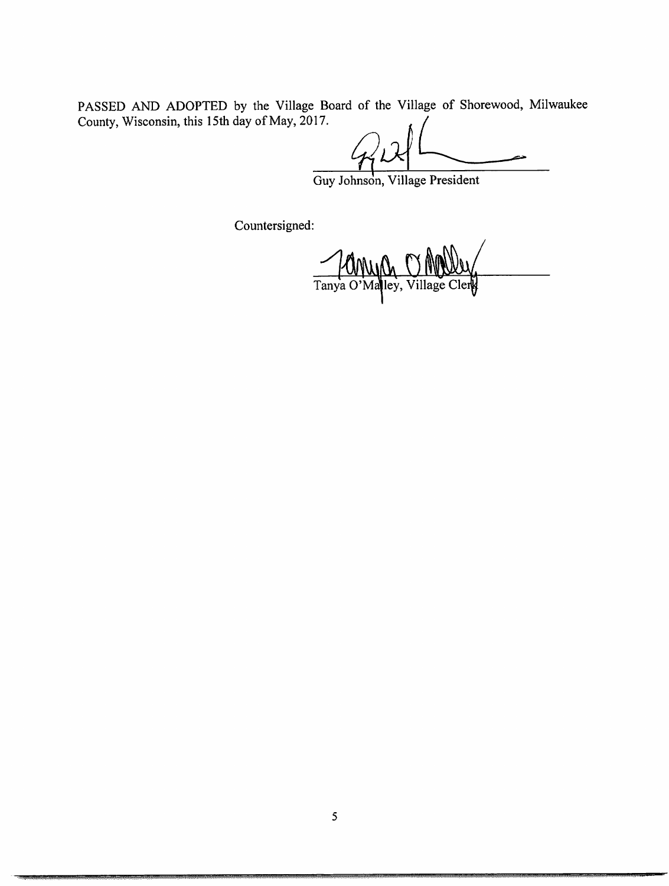PASSED AND ADOPTED by the Village Board of the Village of Shorewood, Milwaukee County, Wisconsin, this 15th day of May, 2017.

Guy Johnson, Village President

Countersigned:

Tanya O'Malley, Village Clerk